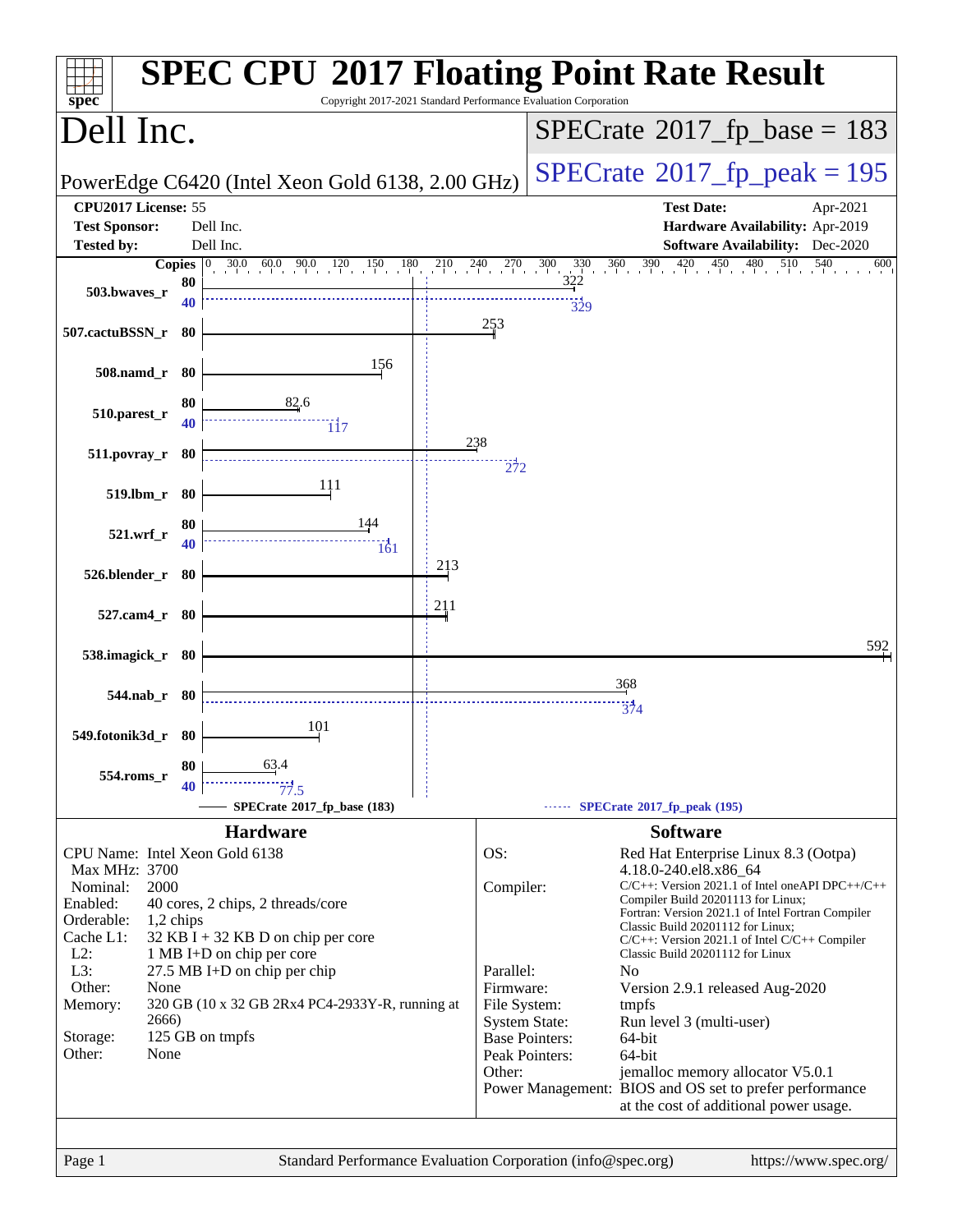# SPEC CPU 2017 Floating Point Rate Result

Copyright 2017-2021 Standard Performance Evaluation Corporation

## Dell Inc.

PowerEdge C6420 (Intel Xeon Gold 6138, 2.00 GHz)

SPECrate 2017_fp_base = 183

SPECrate 2017_fp_peak = 195

**CPU2017 License:** 55
**Test Sponsor:** Dell Inc.
**Tested by:** Dell Inc.

**Test Date:** Apr-2021
**Hardware Availability:** Apr-2019
**Software Availability:** Dec-2020

| Benchmark | Copies (base) | Base | Copies (peak) | Peak |
|---|---|---|---|---|
| 503.bwaves_r | 80 | 322 | 40 | 329 |
| 507.cactuBSSN_r | 80 | 253 | | |
| 508.namd_r | 80 | 156 | | |
| 510.parest_r | 80 | 82.6 | 40 | 117 |
| 511.povray_r | 80 | 238 | 80 | 272 |
| 519.lbm_r | 80 | 111 | | |
| 521.wrf_r | 80 | 144 | 40 | 161 |
| 526.blender_r | 80 | 213 | | |
| 527.cam4_r | 80 | 211 | | |
| 538.imagick_r | 80 | 592 | | |
| 544.nab_r | 80 | 368 | 80 | 374 |
| 549.fotonik3d_r | 80 | 101 | | |
| 554.roms_r | 80 | 63.4 | 40 | 77.5 |

SPECrate 2017_fp_base (183) — SPECrate 2017_fp_peak (195)

## Hardware

| | |
|---|---|
| CPU Name: | Intel Xeon Gold 6138 |
| Max MHz: | 3700 |
| Nominal: | 2000 |
| Enabled: | 40 cores, 2 chips, 2 threads/core |
| Orderable: | 1,2 chips |
| Cache L1: | 32 KB I + 32 KB D on chip per core |
| L2: | 1 MB I+D on chip per core |
| L3: | 27.5 MB I+D on chip per chip |
| Other: | None |
| Memory: | 320 GB (10 x 32 GB 2Rx4 PC4-2933Y-R, running at 2666) |
| Storage: | 125 GB on tmpfs |
| Other: | None |

## Software

| | |
|---|---|
| OS: | Red Hat Enterprise Linux 8.3 (Ootpa) 4.18.0-240.el8.x86_64 |
| Compiler: | C/C++: Version 2021.1 of Intel oneAPI DPC++/C++ Compiler Build 20201113 for Linux; Fortran: Version 2021.1 of Intel Fortran Compiler Classic Build 20201112 for Linux; C/C++: Version 2021.1 of Intel C/C++ Compiler Classic Build 20201112 for Linux |
| Parallel: | No |
| Firmware: | Version 2.9.1 released Aug-2020 |
| File System: | tmpfs |
| System State: | Run level 3 (multi-user) |
| Base Pointers: | 64-bit |
| Peak Pointers: | 64-bit |
| Other: | jemalloc memory allocator V5.0.1 |
| Power Management: | BIOS and OS set to prefer performance at the cost of additional power usage. |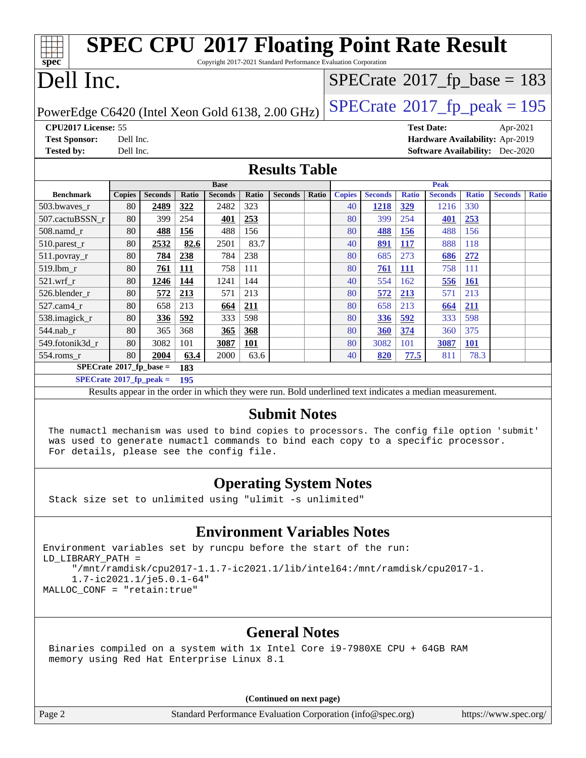# SPEC CPU 2017 Floating Point Rate Result

Copyright 2017-2021 Standard Performance Evaluation Corporation

# Dell Inc.

PowerEdge C6420 (Intel Xeon Gold 6138, 2.00 GHz)

SPECrate 2017_fp_base = 183

SPECrate 2017_fp_peak = 195

**CPU2017 License:** 55
**Test Sponsor:** Dell Inc.
**Tested by:** Dell Inc.

**Test Date:** Apr-2021
**Hardware Availability:** Apr-2019
**Software Availability:** Dec-2020

## Results Table

| Benchmark | Base | | | | | | | Peak | | | | | | |
|---|---|---|---|---|---|---|---|---|---|---|---|---|---|---|
| | Copies | Seconds | Ratio | Seconds | Ratio | Seconds | Ratio | Copies | Seconds | Ratio | Seconds | Ratio | Seconds | Ratio |
| 503.bwaves_r | 80 | **2489** | **322** | 2482 | 323 | | | 40 | **1218** | **329** | 1216 | 330 | | |
| 507.cactuBSSN_r | 80 | 399 | 254 | **401** | **253** | | | 80 | 399 | 254 | **401** | **253** | | |
| 508.namd_r | 80 | **488** | **156** | 488 | 156 | | | 80 | **488** | **156** | 488 | 156 | | |
| 510.parest_r | 80 | **2532** | **82.6** | 2501 | 83.7 | | | 40 | **891** | **117** | 888 | 118 | | |
| 511.povray_r | 80 | **784** | **238** | 784 | 238 | | | 80 | 685 | 273 | **686** | **272** | | |
| 519.lbm_r | 80 | **761** | **111** | 758 | 111 | | | 80 | **761** | **111** | 758 | 111 | | |
| 521.wrf_r | 80 | **1246** | **144** | 1241 | 144 | | | 40 | 554 | 162 | **556** | **161** | | |
| 526.blender_r | 80 | **572** | **213** | 571 | 213 | | | 80 | **572** | **213** | 571 | 213 | | |
| 527.cam4_r | 80 | 658 | 213 | **664** | **211** | | | 80 | 658 | 213 | **664** | **211** | | |
| 538.imagick_r | 80 | **336** | **592** | 333 | 598 | | | 80 | **336** | **592** | 333 | 598 | | |
| 544.nab_r | 80 | 365 | 368 | **365** | **368** | | | 80 | **360** | **374** | 360 | 375 | | |
| 549.fotonik3d_r | 80 | 3082 | 101 | **3087** | **101** | | | 80 | 3082 | 101 | **3087** | **101** | | |
| 554.roms_r | 80 | **2004** | **63.4** | 2000 | 63.6 | | | 40 | **820** | **77.5** | 811 | 78.3 | | |

**SPECrate 2017_fp_base = 183**

**SPECrate 2017_fp_peak = 195**

Results appear in the order in which they were run. Bold underlined text indicates a median measurement.

## Submit Notes

```
The numactl mechanism was used to bind copies to processors. The config file option 'submit'
was used to generate numactl commands to bind each copy to a specific processor.
For details, please see the config file.
```

## Operating System Notes

```
Stack size set to unlimited using "ulimit -s unlimited"
```

## Environment Variables Notes

```
Environment variables set by runcpu before the start of the run:
LD_LIBRARY_PATH =
     "/mnt/ramdisk/cpu2017-1.1.7-ic2021.1/lib/intel64:/mnt/ramdisk/cpu2017-1.
     1.7-ic2021.1/je5.0.1-64"
MALLOC_CONF = "retain:true"
```

## General Notes

```
Binaries compiled on a system with 1x Intel Core i9-7980XE CPU + 64GB RAM
memory using Red Hat Enterprise Linux 8.1
```

**(Continued on next page)**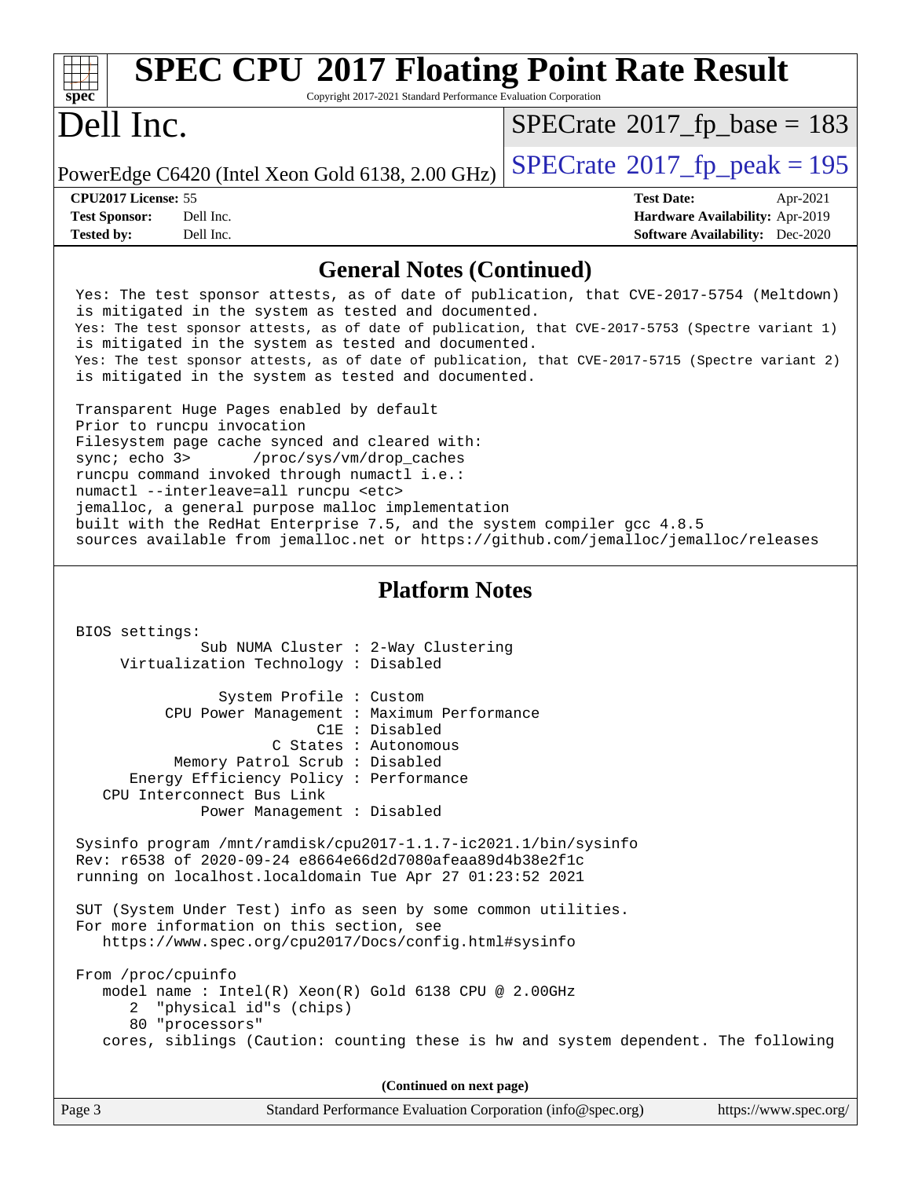## General Notes (Continued)

```
Yes: The test sponsor attests, as of date of publication, that CVE-2017-5754 (Meltdown)
is mitigated in the system as tested and documented.
Yes: The test sponsor attests, as of date of publication, that CVE-2017-5753 (Spectre variant 1)
is mitigated in the system as tested and documented.
Yes: The test sponsor attests, as of date of publication, that CVE-2017-5715 (Spectre variant 2)
is mitigated in the system as tested and documented.

Transparent Huge Pages enabled by default
Prior to runcpu invocation
Filesystem page cache synced and cleared with:
sync; echo 3>       /proc/sys/vm/drop_caches
runcpu command invoked through numactl i.e.:
numactl --interleave=all runcpu <etc>
jemalloc, a general purpose malloc implementation
built with the RedHat Enterprise 7.5, and the system compiler gcc 4.8.5
sources available from jemalloc.net or https://github.com/jemalloc/jemalloc/releases
```

## Platform Notes

```
BIOS settings:
              Sub NUMA Cluster : 2-Way Clustering
     Virtualization Technology : Disabled

                System Profile : Custom
          CPU Power Management : Maximum Performance
                           C1E : Disabled
                      C States : Autonomous
           Memory Patrol Scrub : Disabled
      Energy Efficiency Policy : Performance
   CPU Interconnect Bus Link
              Power Management : Disabled

Sysinfo program /mnt/ramdisk/cpu2017-1.1.7-ic2021.1/bin/sysinfo
Rev: r6538 of 2020-09-24 e8664e66d2d7080afeaa89d4b38e2f1c
running on localhost.localdomain Tue Apr 27 01:23:52 2021

SUT (System Under Test) info as seen by some common utilities.
For more information on this section, see
   https://www.spec.org/cpu2017/Docs/config.html#sysinfo

From /proc/cpuinfo
   model name : Intel(R) Xeon(R) Gold 6138 CPU @ 2.00GHz
      2  "physical id"s (chips)
      80 "processors"
   cores, siblings (Caution: counting these is hw and system dependent. The following
```

(Continued on next page)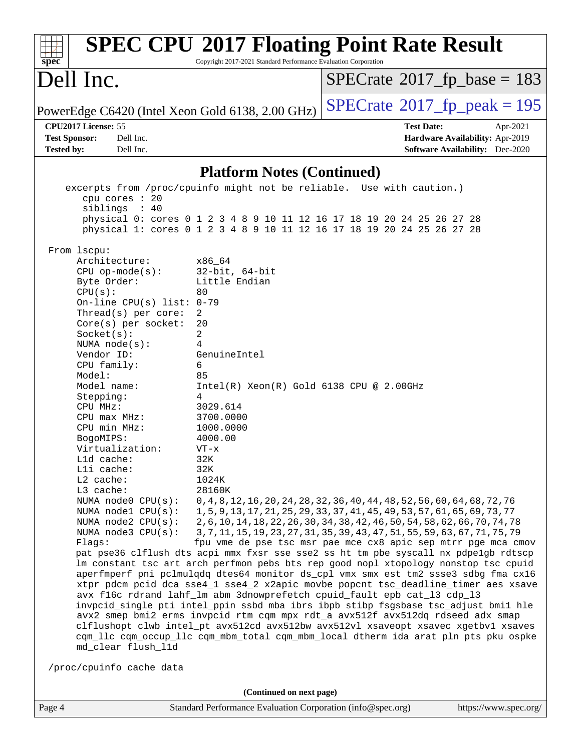## Platform Notes (Continued)

```
   excerpts from /proc/cpuinfo might not be reliable.  Use with caution.)
      cpu cores : 20
      siblings  : 40
      physical 0: cores 0 1 2 3 4 8 9 10 11 12 16 17 18 19 20 24 25 26 27 28
      physical 1: cores 0 1 2 3 4 8 9 10 11 12 16 17 18 19 20 24 25 26 27 28

 From lscpu:
      Architecture:        x86_64
      CPU op-mode(s):      32-bit, 64-bit
      Byte Order:          Little Endian
      CPU(s):              80
      On-line CPU(s) list: 0-79
      Thread(s) per core:  2
      Core(s) per socket:  20
      Socket(s):           2
      NUMA node(s):        4
      Vendor ID:           GenuineIntel
      CPU family:          6
      Model:               85
      Model name:          Intel(R) Xeon(R) Gold 6138 CPU @ 2.00GHz
      Stepping:            4
      CPU MHz:             3029.614
      CPU max MHz:         3700.0000
      CPU min MHz:         1000.0000
      BogoMIPS:            4000.00
      Virtualization:      VT-x
      L1d cache:           32K
      L1i cache:           32K
      L2 cache:            1024K
      L3 cache:            28160K
      NUMA node0 CPU(s):   0,4,8,12,16,20,24,28,32,36,40,44,48,52,56,60,64,68,72,76
      NUMA node1 CPU(s):   1,5,9,13,17,21,25,29,33,37,41,45,49,53,57,61,65,69,73,77
      NUMA node2 CPU(s):   2,6,10,14,18,22,26,30,34,38,42,46,50,54,58,62,66,70,74,78
      NUMA node3 CPU(s):   3,7,11,15,19,23,27,31,35,39,43,47,51,55,59,63,67,71,75,79
      Flags:               fpu vme de pse tsc msr pae mce cx8 apic sep mtrr pge mca cmov
      pat pse36 clflush dts acpi mmx fxsr sse sse2 ss ht tm pbe syscall nx pdpe1gb rdtscp
      lm constant_tsc art arch_perfmon pebs bts rep_good nopl xtopology nonstop_tsc cpuid
      aperfmperf pni pclmulqdq dtes64 monitor ds_cpl vmx smx est tm2 ssse3 sdbg fma cx16
      xtpr pdcm pcid dca sse4_1 sse4_2 x2apic movbe popcnt tsc_deadline_timer aes xsave
      avx f16c rdrand lahf_lm abm 3dnowprefetch cpuid_fault epb cat_l3 cdp_l3
      invpcid_single pti intel_ppin ssbd mba ibrs ibpb stibp fsgsbase tsc_adjust bmi1 hle
      avx2 smep bmi2 erms invpcid rtm cqm mpx rdt_a avx512f avx512dq rdseed adx smap
      clflushopt clwb intel_pt avx512cd avx512bw avx512vl xsaveopt xsavec xgetbv1 xsaves
      cqm_llc cqm_occup_llc cqm_mbm_total cqm_mbm_local dtherm ida arat pln pts pku ospke
      md_clear flush_l1d

 /proc/cpuinfo cache data
```

(Continued on next page)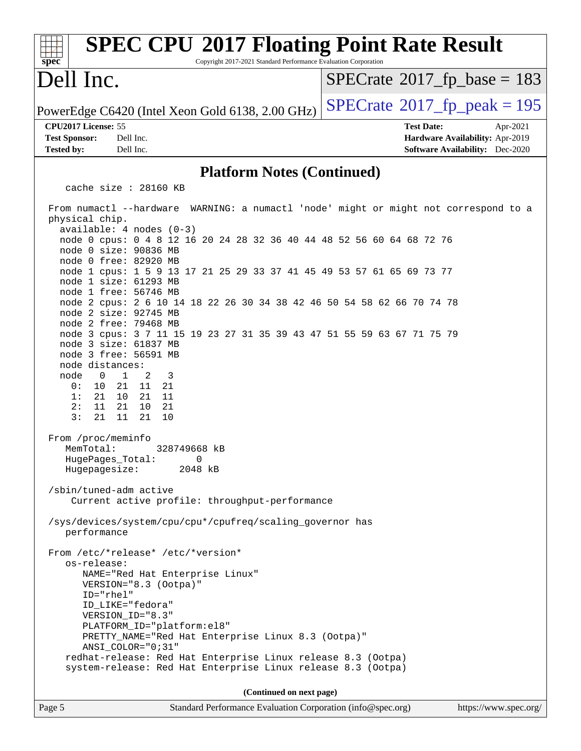## Platform Notes (Continued)

```
   cache size : 28160 KB

From numactl --hardware  WARNING: a numactl 'node' might or might not correspond to a
physical chip.
  available: 4 nodes (0-3)
  node 0 cpus: 0 4 8 12 16 20 24 28 32 36 40 44 48 52 56 60 64 68 72 76
  node 0 size: 90836 MB
  node 0 free: 82920 MB
  node 1 cpus: 1 5 9 13 17 21 25 29 33 37 41 45 49 53 57 61 65 69 73 77
  node 1 size: 61293 MB
  node 1 free: 56746 MB
  node 2 cpus: 2 6 10 14 18 22 26 30 34 38 42 46 50 54 58 62 66 70 74 78
  node 2 size: 92745 MB
  node 2 free: 79468 MB
  node 3 cpus: 3 7 11 15 19 23 27 31 35 39 43 47 51 55 59 63 67 71 75 79
  node 3 size: 61837 MB
  node 3 free: 56591 MB
  node distances:
  node   0   1   2   3
    0:  10  21  11  21
    1:  21  10  21  11
    2:  11  21  10  21
    3:  21  11  21  10

From /proc/meminfo
   MemTotal:       328749668 kB
   HugePages_Total:       0
   Hugepagesize:       2048 kB

/sbin/tuned-adm active
    Current active profile: throughput-performance

/sys/devices/system/cpu/cpu*/cpufreq/scaling_governor has
   performance

From /etc/*release* /etc/*version*
   os-release:
      NAME="Red Hat Enterprise Linux"
      VERSION="8.3 (Ootpa)"
      ID="rhel"
      ID_LIKE="fedora"
      VERSION_ID="8.3"
      PLATFORM_ID="platform:el8"
      PRETTY_NAME="Red Hat Enterprise Linux 8.3 (Ootpa)"
      ANSI_COLOR="0;31"
   redhat-release: Red Hat Enterprise Linux release 8.3 (Ootpa)
   system-release: Red Hat Enterprise Linux release 8.3 (Ootpa)
```

(Continued on next page)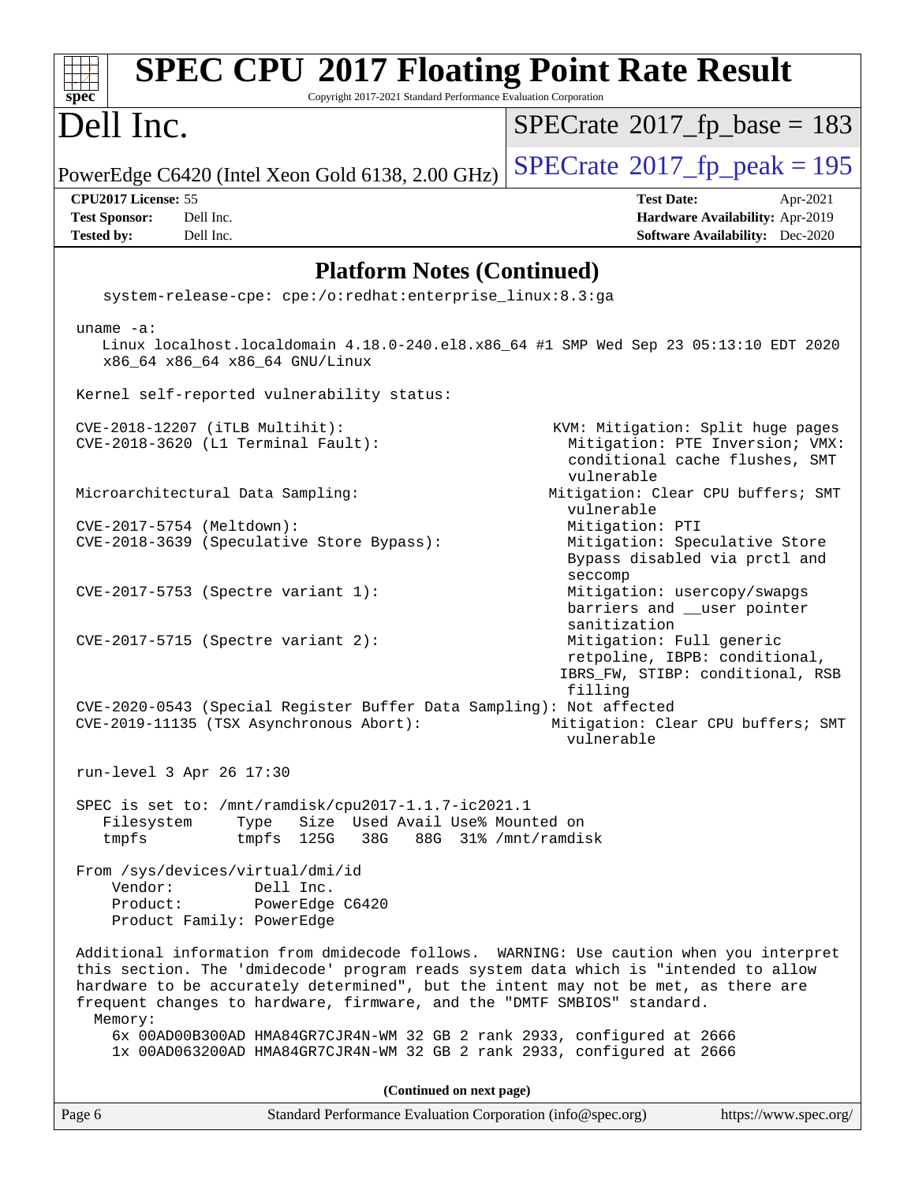# SPEC CPU 2017 Floating Point Rate Result

Copyright 2017-2021 Standard Performance Evaluation Corporation

## Dell Inc.

PowerEdge C6420 (Intel Xeon Gold 6138, 2.00 GHz)

SPECrate 2017_fp_base = 183

SPECrate 2017_fp_peak = 195

**CPU2017 License:** 55
**Test Sponsor:** Dell Inc.
**Tested by:** Dell Inc.

**Test Date:** Apr-2021
**Hardware Availability:** Apr-2019
**Software Availability:** Dec-2020

### Platform Notes (Continued)

```
    system-release-cpe: cpe:/o:redhat:enterprise_linux:8.3:ga

 uname -a:
    Linux localhost.localdomain 4.18.0-240.el8.x86_64 #1 SMP Wed Sep 23 05:13:10 EDT 2020
    x86_64 x86_64 x86_64 GNU/Linux

 Kernel self-reported vulnerability status:

 CVE-2018-12207 (iTLB Multihit):                          KVM: Mitigation: Split huge pages
 CVE-2018-3620 (L1 Terminal Fault):                         Mitigation: PTE Inversion; VMX:
                                                            conditional cache flushes, SMT
                                                            vulnerable
 Microarchitectural Data Sampling:                        Mitigation: Clear CPU buffers; SMT
                                                            vulnerable
 CVE-2017-5754 (Meltdown):                                  Mitigation: PTI
 CVE-2018-3639 (Speculative Store Bypass):                  Mitigation: Speculative Store
                                                            Bypass disabled via prctl and
                                                            seccomp
 CVE-2017-5753 (Spectre variant 1):                         Mitigation: usercopy/swapgs
                                                            barriers and __user pointer
                                                            sanitization
 CVE-2017-5715 (Spectre variant 2):                         Mitigation: Full generic
                                                            retpoline, IBPB: conditional,
                                                           IBRS_FW, STIBP: conditional, RSB
                                                            filling
 CVE-2020-0543 (Special Register Buffer Data Sampling): Not affected
 CVE-2019-11135 (TSX Asynchronous Abort):                 Mitigation: Clear CPU buffers; SMT
                                                            vulnerable

 run-level 3 Apr 26 17:30

 SPEC is set to: /mnt/ramdisk/cpu2017-1.1.7-ic2021.1
    Filesystem     Type   Size  Used Avail Use% Mounted on
    tmpfs          tmpfs  125G   38G   88G  31% /mnt/ramdisk

 From /sys/devices/virtual/dmi/id
     Vendor:         Dell Inc.
     Product:        PowerEdge C6420
     Product Family: PowerEdge

 Additional information from dmidecode follows.  WARNING: Use caution when you interpret
 this section. The 'dmidecode' program reads system data which is "intended to allow
 hardware to be accurately determined", but the intent may not be met, as there are
 frequent changes to hardware, firmware, and the "DMTF SMBIOS" standard.
   Memory:
     6x 00AD00B300AD HMA84GR7CJR4N-WM 32 GB 2 rank 2933, configured at 2666
     1x 00AD063200AD HMA84GR7CJR4N-WM 32 GB 2 rank 2933, configured at 2666
```

(Continued on next page)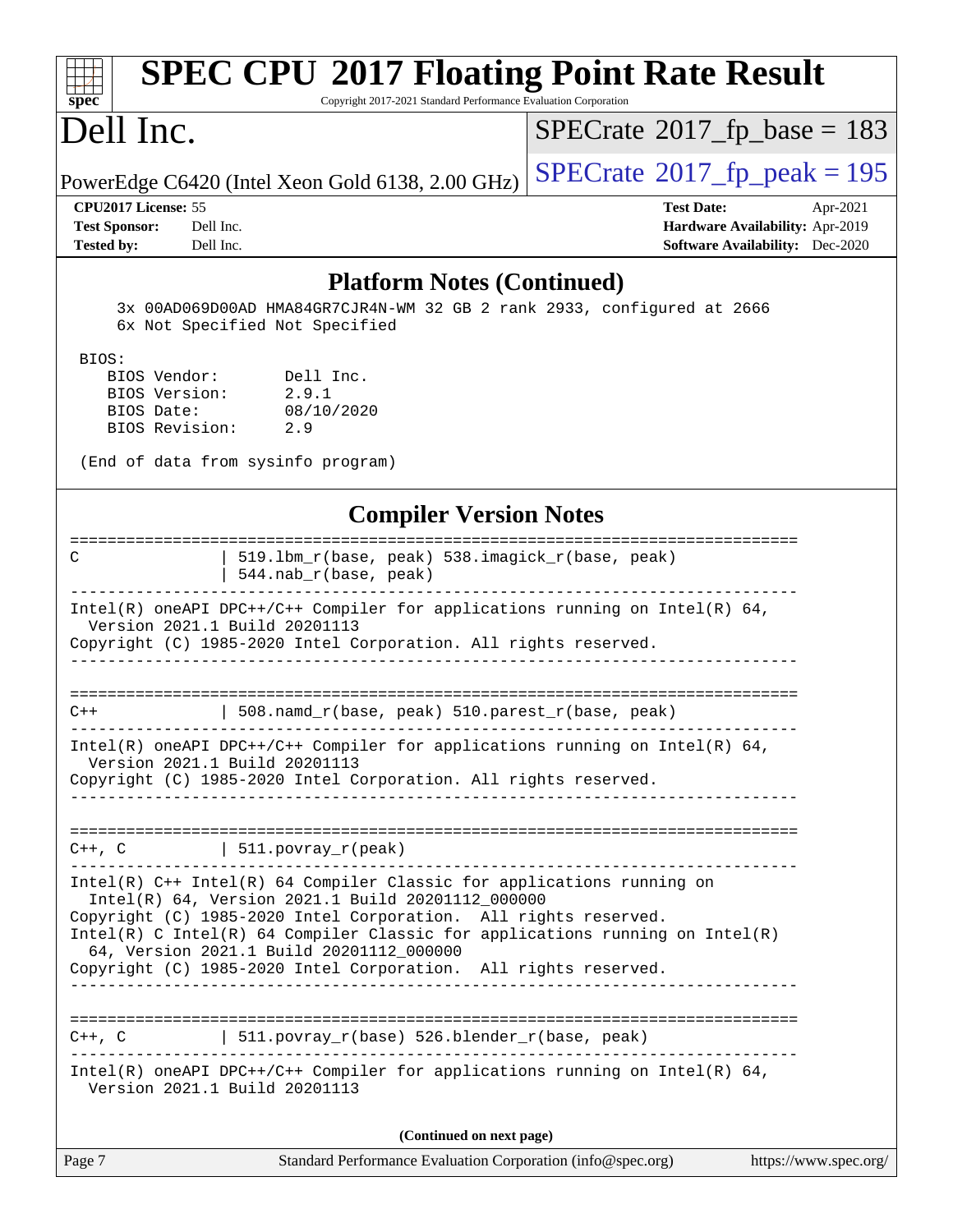## Platform Notes (Continued)

```
    3x 00AD069D00AD HMA84GR7CJR4N-WM 32 GB 2 rank 2933, configured at 2666
    6x Not Specified Not Specified

BIOS:
   BIOS Vendor:       Dell Inc.
   BIOS Version:      2.9.1
   BIOS Date:         08/10/2020
   BIOS Revision:     2.9

(End of data from sysinfo program)
```

## Compiler Version Notes

```
==============================================================================
C               | 519.lbm_r(base, peak) 538.imagick_r(base, peak)
                | 544.nab_r(base, peak)
------------------------------------------------------------------------------
Intel(R) oneAPI DPC++/C++ Compiler for applications running on Intel(R) 64,
  Version 2021.1 Build 20201113
Copyright (C) 1985-2020 Intel Corporation. All rights reserved.
------------------------------------------------------------------------------

==============================================================================
C++             | 508.namd_r(base, peak) 510.parest_r(base, peak)
------------------------------------------------------------------------------
Intel(R) oneAPI DPC++/C++ Compiler for applications running on Intel(R) 64,
  Version 2021.1 Build 20201113
Copyright (C) 1985-2020 Intel Corporation. All rights reserved.
------------------------------------------------------------------------------

==============================================================================
C++, C          | 511.povray_r(peak)
------------------------------------------------------------------------------
Intel(R) C++ Intel(R) 64 Compiler Classic for applications running on
  Intel(R) 64, Version 2021.1 Build 20201112_000000
Copyright (C) 1985-2020 Intel Corporation.  All rights reserved.
Intel(R) C Intel(R) 64 Compiler Classic for applications running on Intel(R)
  64, Version 2021.1 Build 20201112_000000
Copyright (C) 1985-2020 Intel Corporation.  All rights reserved.
------------------------------------------------------------------------------

==============================================================================
C++, C          | 511.povray_r(base) 526.blender_r(base, peak)
------------------------------------------------------------------------------
Intel(R) oneAPI DPC++/C++ Compiler for applications running on Intel(R) 64,
  Version 2021.1 Build 20201113
```

(Continued on next page)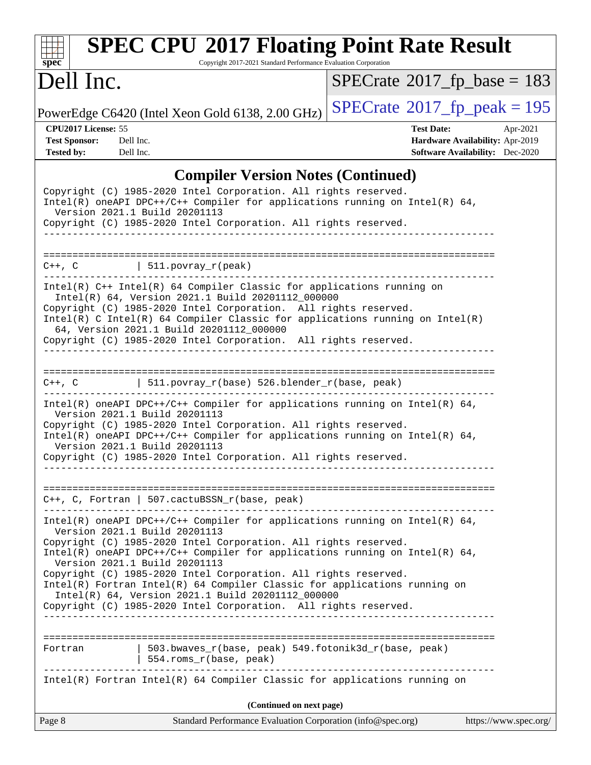## Compiler Version Notes (Continued)

```
Copyright (C) 1985-2020 Intel Corporation. All rights reserved.
Intel(R) oneAPI DPC++/C++ Compiler for applications running on Intel(R) 64,
  Version 2021.1 Build 20201113
Copyright (C) 1985-2020 Intel Corporation. All rights reserved.
------------------------------------------------------------------------------

==============================================================================
C++, C          | 511.povray_r(peak)
------------------------------------------------------------------------------
Intel(R) C++ Intel(R) 64 Compiler Classic for applications running on
  Intel(R) 64, Version 2021.1 Build 20201112_000000
Copyright (C) 1985-2020 Intel Corporation.  All rights reserved.
Intel(R) C Intel(R) 64 Compiler Classic for applications running on Intel(R)
  64, Version 2021.1 Build 20201112_000000
Copyright (C) 1985-2020 Intel Corporation.  All rights reserved.
------------------------------------------------------------------------------

==============================================================================
C++, C          | 511.povray_r(base) 526.blender_r(base, peak)
------------------------------------------------------------------------------
Intel(R) oneAPI DPC++/C++ Compiler for applications running on Intel(R) 64,
  Version 2021.1 Build 20201113
Copyright (C) 1985-2020 Intel Corporation. All rights reserved.
Intel(R) oneAPI DPC++/C++ Compiler for applications running on Intel(R) 64,
  Version 2021.1 Build 20201113
Copyright (C) 1985-2020 Intel Corporation. All rights reserved.
------------------------------------------------------------------------------

==============================================================================
C++, C, Fortran | 507.cactuBSSN_r(base, peak)
------------------------------------------------------------------------------
Intel(R) oneAPI DPC++/C++ Compiler for applications running on Intel(R) 64,
  Version 2021.1 Build 20201113
Copyright (C) 1985-2020 Intel Corporation. All rights reserved.
Intel(R) oneAPI DPC++/C++ Compiler for applications running on Intel(R) 64,
  Version 2021.1 Build 20201113
Copyright (C) 1985-2020 Intel Corporation. All rights reserved.
Intel(R) Fortran Intel(R) 64 Compiler Classic for applications running on
  Intel(R) 64, Version 2021.1 Build 20201112_000000
Copyright (C) 1985-2020 Intel Corporation.  All rights reserved.
------------------------------------------------------------------------------

==============================================================================
Fortran         | 503.bwaves_r(base, peak) 549.fotonik3d_r(base, peak)
                | 554.roms_r(base, peak)
------------------------------------------------------------------------------
Intel(R) Fortran Intel(R) 64 Compiler Classic for applications running on
```

**(Continued on next page)**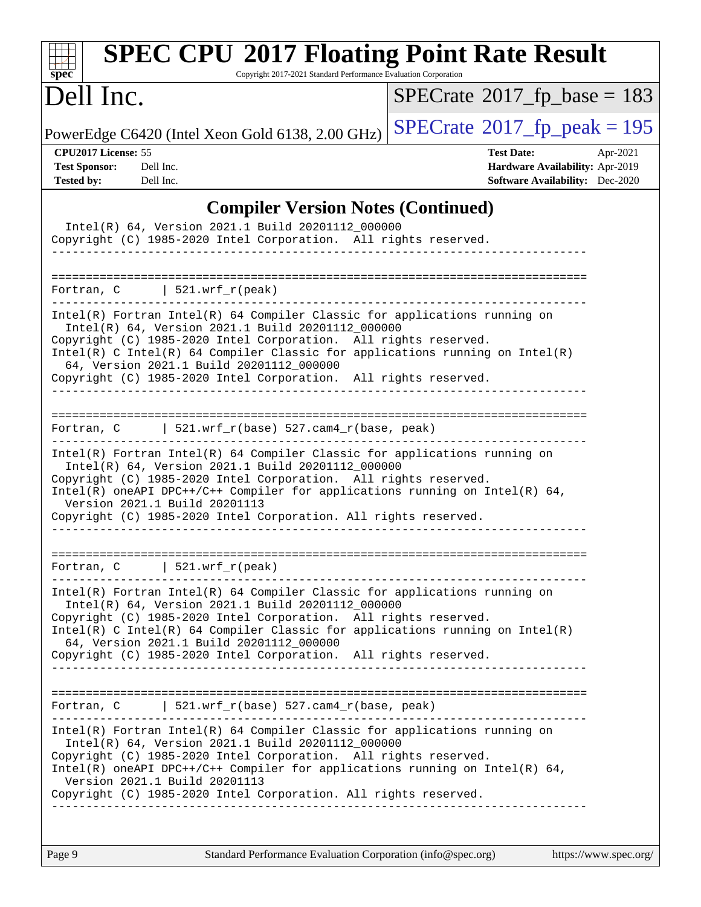## Compiler Version Notes (Continued)

```
  Intel(R) 64, Version 2021.1 Build 20201112_000000
Copyright (C) 1985-2020 Intel Corporation.  All rights reserved.
------------------------------------------------------------------------------

==============================================================================
Fortran, C      | 521.wrf_r(peak)
------------------------------------------------------------------------------
Intel(R) Fortran Intel(R) 64 Compiler Classic for applications running on
  Intel(R) 64, Version 2021.1 Build 20201112_000000
Copyright (C) 1985-2020 Intel Corporation.  All rights reserved.
Intel(R) C Intel(R) 64 Compiler Classic for applications running on Intel(R)
  64, Version 2021.1 Build 20201112_000000
Copyright (C) 1985-2020 Intel Corporation.  All rights reserved.
------------------------------------------------------------------------------

==============================================================================
Fortran, C      | 521.wrf_r(base) 527.cam4_r(base, peak)
------------------------------------------------------------------------------
Intel(R) Fortran Intel(R) 64 Compiler Classic for applications running on
  Intel(R) 64, Version 2021.1 Build 20201112_000000
Copyright (C) 1985-2020 Intel Corporation.  All rights reserved.
Intel(R) oneAPI DPC++/C++ Compiler for applications running on Intel(R) 64,
  Version 2021.1 Build 20201113
Copyright (C) 1985-2020 Intel Corporation. All rights reserved.
------------------------------------------------------------------------------

==============================================================================
Fortran, C      | 521.wrf_r(peak)
------------------------------------------------------------------------------
Intel(R) Fortran Intel(R) 64 Compiler Classic for applications running on
  Intel(R) 64, Version 2021.1 Build 20201112_000000
Copyright (C) 1985-2020 Intel Corporation.  All rights reserved.
Intel(R) C Intel(R) 64 Compiler Classic for applications running on Intel(R)
  64, Version 2021.1 Build 20201112_000000
Copyright (C) 1985-2020 Intel Corporation.  All rights reserved.
------------------------------------------------------------------------------

==============================================================================
Fortran, C      | 521.wrf_r(base) 527.cam4_r(base, peak)
------------------------------------------------------------------------------
Intel(R) Fortran Intel(R) 64 Compiler Classic for applications running on
  Intel(R) 64, Version 2021.1 Build 20201112_000000
Copyright (C) 1985-2020 Intel Corporation.  All rights reserved.
Intel(R) oneAPI DPC++/C++ Compiler for applications running on Intel(R) 64,
  Version 2021.1 Build 20201113
Copyright (C) 1985-2020 Intel Corporation. All rights reserved.
------------------------------------------------------------------------------
```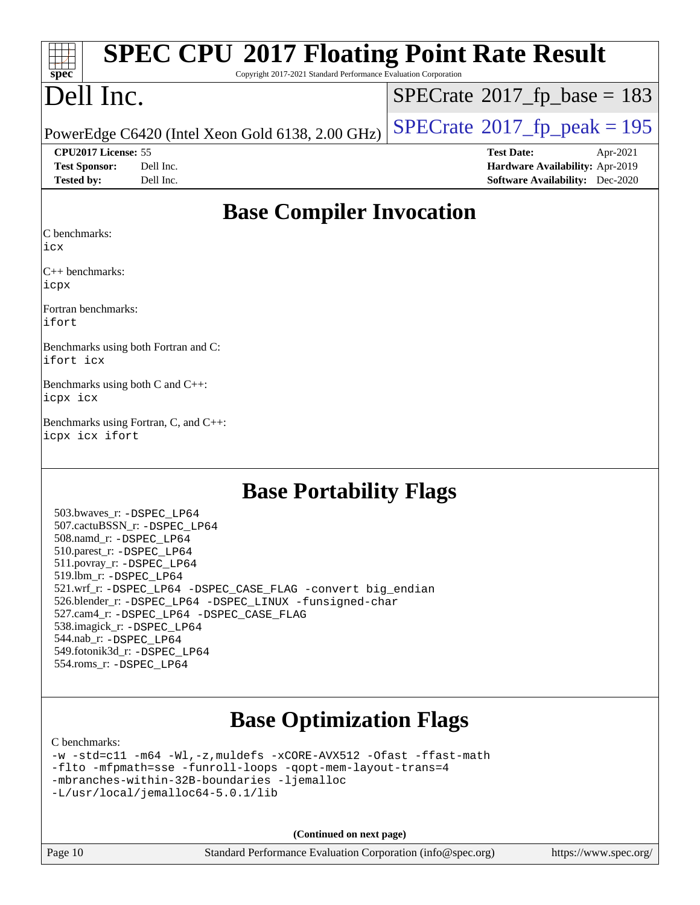# SPEC CPU 2017 Floating Point Rate Result

Copyright 2017-2021 Standard Performance Evaluation Corporation

# Dell Inc.

PowerEdge C6420 (Intel Xeon Gold 6138, 2.00 GHz)

SPECrate 2017_fp_base = 183

SPECrate 2017_fp_peak = 195

**CPU2017 License:** 55
**Test Sponsor:** Dell Inc.
**Tested by:** Dell Inc.

**Test Date:** Apr-2021
**Hardware Availability:** Apr-2019
**Software Availability:** Dec-2020

## Base Compiler Invocation

C benchmarks:
`icx`

C++ benchmarks:
`icpx`

Fortran benchmarks:
`ifort`

Benchmarks using both Fortran and C:
`ifort icx`

Benchmarks using both C and C++:
`icpx icx`

Benchmarks using Fortran, C, and C++:
`icpx icx ifort`

## Base Portability Flags

503.bwaves_r: `-DSPEC_LP64`
507.cactuBSSN_r: `-DSPEC_LP64`
508.namd_r: `-DSPEC_LP64`
510.parest_r: `-DSPEC_LP64`
511.povray_r: `-DSPEC_LP64`
519.lbm_r: `-DSPEC_LP64`
521.wrf_r: `-DSPEC_LP64 -DSPEC_CASE_FLAG -convert big_endian`
526.blender_r: `-DSPEC_LP64 -DSPEC_LINUX -funsigned-char`
527.cam4_r: `-DSPEC_LP64 -DSPEC_CASE_FLAG`
538.imagick_r: `-DSPEC_LP64`
544.nab_r: `-DSPEC_LP64`
549.fotonik3d_r: `-DSPEC_LP64`
554.roms_r: `-DSPEC_LP64`

## Base Optimization Flags

C benchmarks:
```
-w -std=c11 -m64 -Wl,-z,muldefs -xCORE-AVX512 -Ofast -ffast-math
-flto -mfpmath=sse -funroll-loops -qopt-mem-layout-trans=4
-mbranches-within-32B-boundaries -ljemalloc
-L/usr/local/jemalloc64-5.0.1/lib
```

**(Continued on next page)**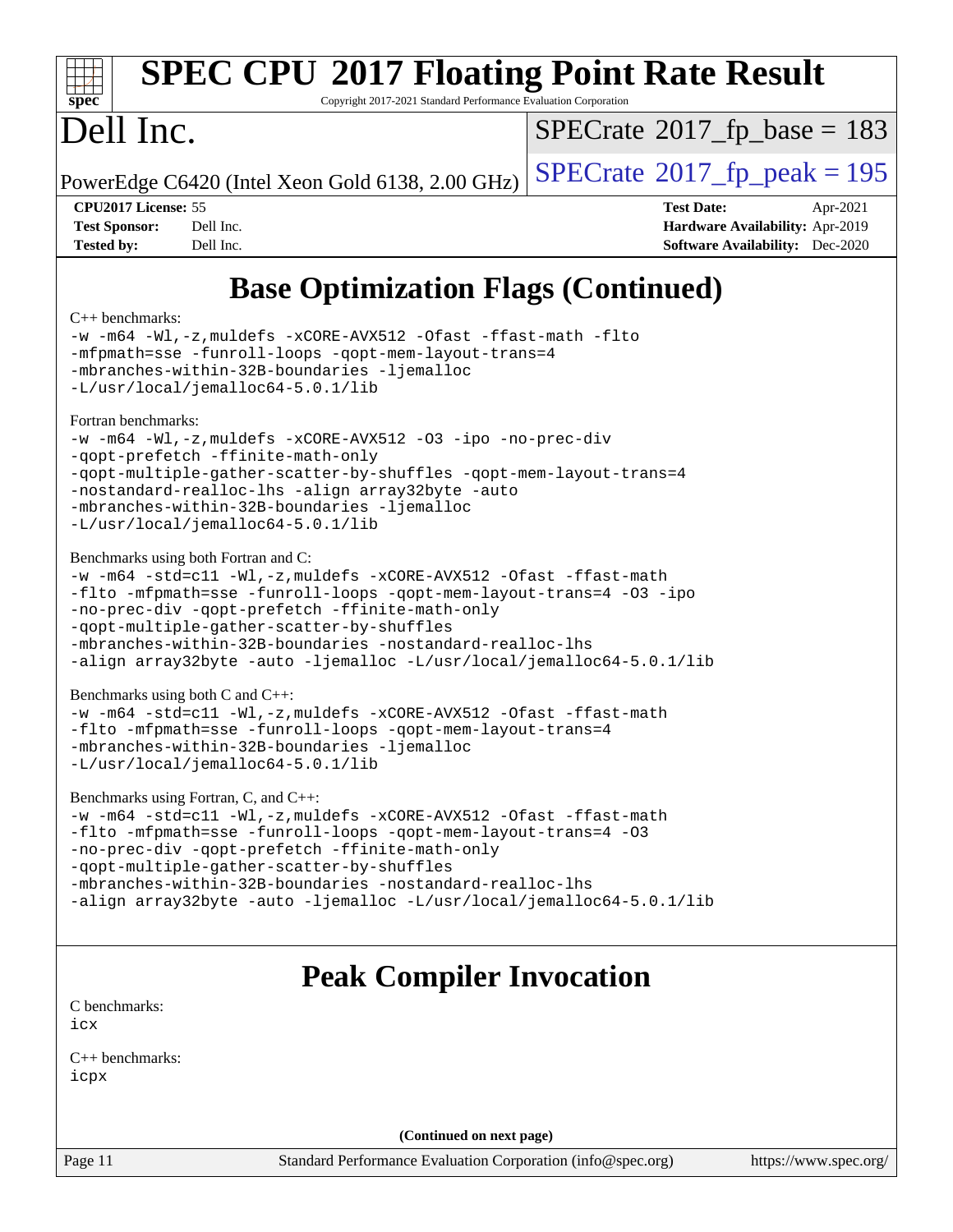# Base Optimization Flags (Continued)

C++ benchmarks:

```
-w -m64 -Wl,-z,muldefs -xCORE-AVX512 -Ofast -ffast-math -flto
-mfpmath=sse -funroll-loops -qopt-mem-layout-trans=4
-mbranches-within-32B-boundaries -ljemalloc
-L/usr/local/jemalloc64-5.0.1/lib
```

Fortran benchmarks:

```
-w -m64 -Wl,-z,muldefs -xCORE-AVX512 -O3 -ipo -no-prec-div
-qopt-prefetch -ffinite-math-only
-qopt-multiple-gather-scatter-by-shuffles -qopt-mem-layout-trans=4
-nostandard-realloc-lhs -align array32byte -auto
-mbranches-within-32B-boundaries -ljemalloc
-L/usr/local/jemalloc64-5.0.1/lib
```

Benchmarks using both Fortran and C:

```
-w -m64 -std=c11 -Wl,-z,muldefs -xCORE-AVX512 -Ofast -ffast-math
-flto -mfpmath=sse -funroll-loops -qopt-mem-layout-trans=4 -O3 -ipo
-no-prec-div -qopt-prefetch -ffinite-math-only
-qopt-multiple-gather-scatter-by-shuffles
-mbranches-within-32B-boundaries -nostandard-realloc-lhs
-align array32byte -auto -ljemalloc -L/usr/local/jemalloc64-5.0.1/lib
```

Benchmarks using both C and C++:

```
-w -m64 -std=c11 -Wl,-z,muldefs -xCORE-AVX512 -Ofast -ffast-math
-flto -mfpmath=sse -funroll-loops -qopt-mem-layout-trans=4
-mbranches-within-32B-boundaries -ljemalloc
-L/usr/local/jemalloc64-5.0.1/lib
```

Benchmarks using Fortran, C, and C++:

```
-w -m64 -std=c11 -Wl,-z,muldefs -xCORE-AVX512 -Ofast -ffast-math
-flto -mfpmath=sse -funroll-loops -qopt-mem-layout-trans=4 -O3
-no-prec-div -qopt-prefetch -ffinite-math-only
-qopt-multiple-gather-scatter-by-shuffles
-mbranches-within-32B-boundaries -nostandard-realloc-lhs
-align array32byte -auto -ljemalloc -L/usr/local/jemalloc64-5.0.1/lib
```

# Peak Compiler Invocation

C benchmarks:

```
icx
```

C++ benchmarks:

```
icpx
```

(Continued on next page)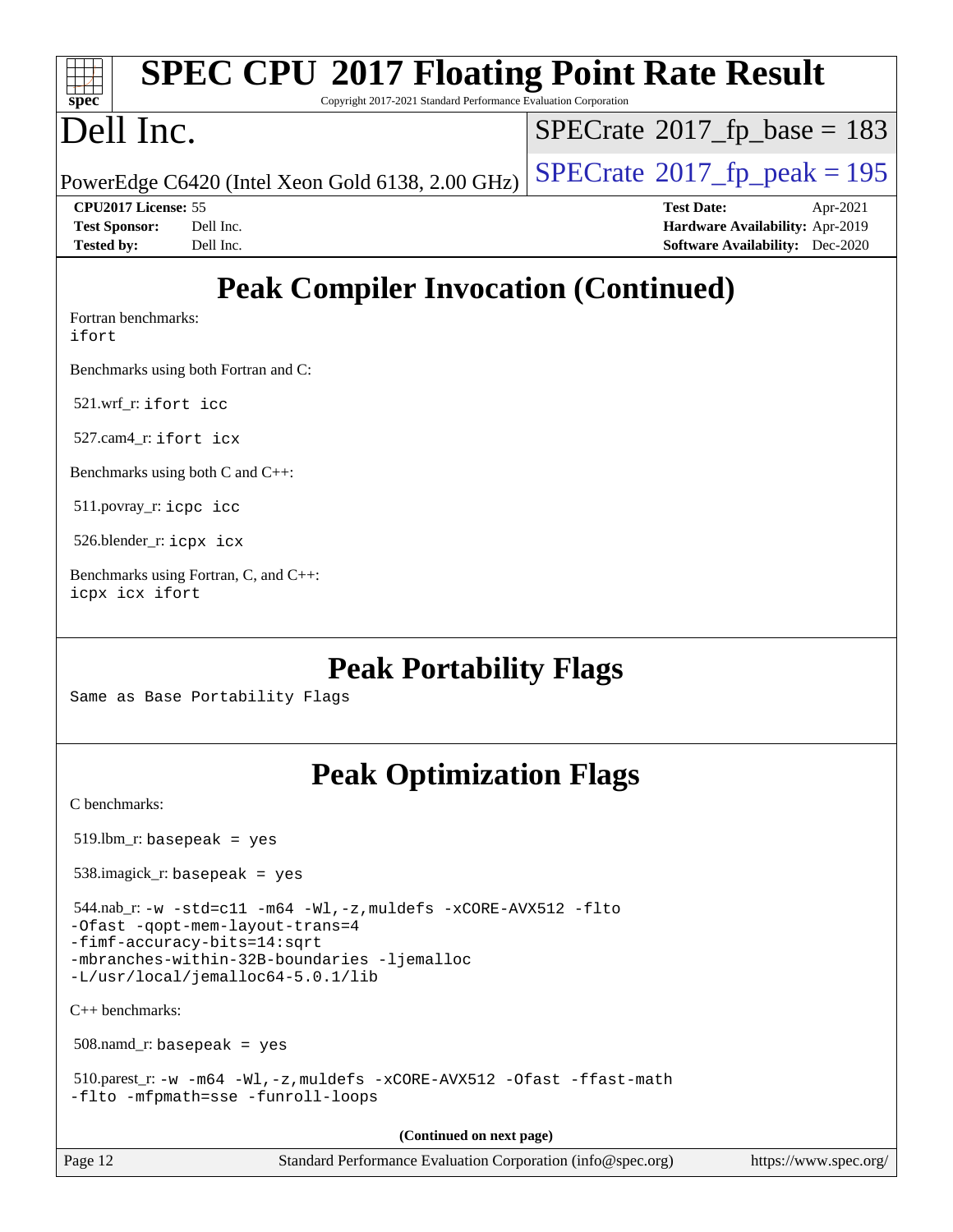# Peak Compiler Invocation (Continued)

Fortran benchmarks:
ifort

Benchmarks using both Fortran and C:

521.wrf_r: ifort icc

527.cam4_r: ifort icx

Benchmarks using both C and C++:

511.povray_r: icpc icc

526.blender_r: icpx icx

Benchmarks using Fortran, C, and C++:
icpx icx ifort

# Peak Portability Flags

Same as Base Portability Flags

# Peak Optimization Flags

C benchmarks:

519.lbm_r: basepeak = yes

538.imagick_r: basepeak = yes

544.nab_r: -w -std=c11 -m64 -Wl,-z,muldefs -xCORE-AVX512 -flto
-Ofast -qopt-mem-layout-trans=4
-fimf-accuracy-bits=14:sqrt
-mbranches-within-32B-boundaries -ljemalloc
-L/usr/local/jemalloc64-5.0.1/lib

C++ benchmarks:

508.namd_r: basepeak = yes

510.parest_r: -w -m64 -Wl,-z,muldefs -xCORE-AVX512 -Ofast -ffast-math
-flto -mfpmath=sse -funroll-loops

(Continued on next page)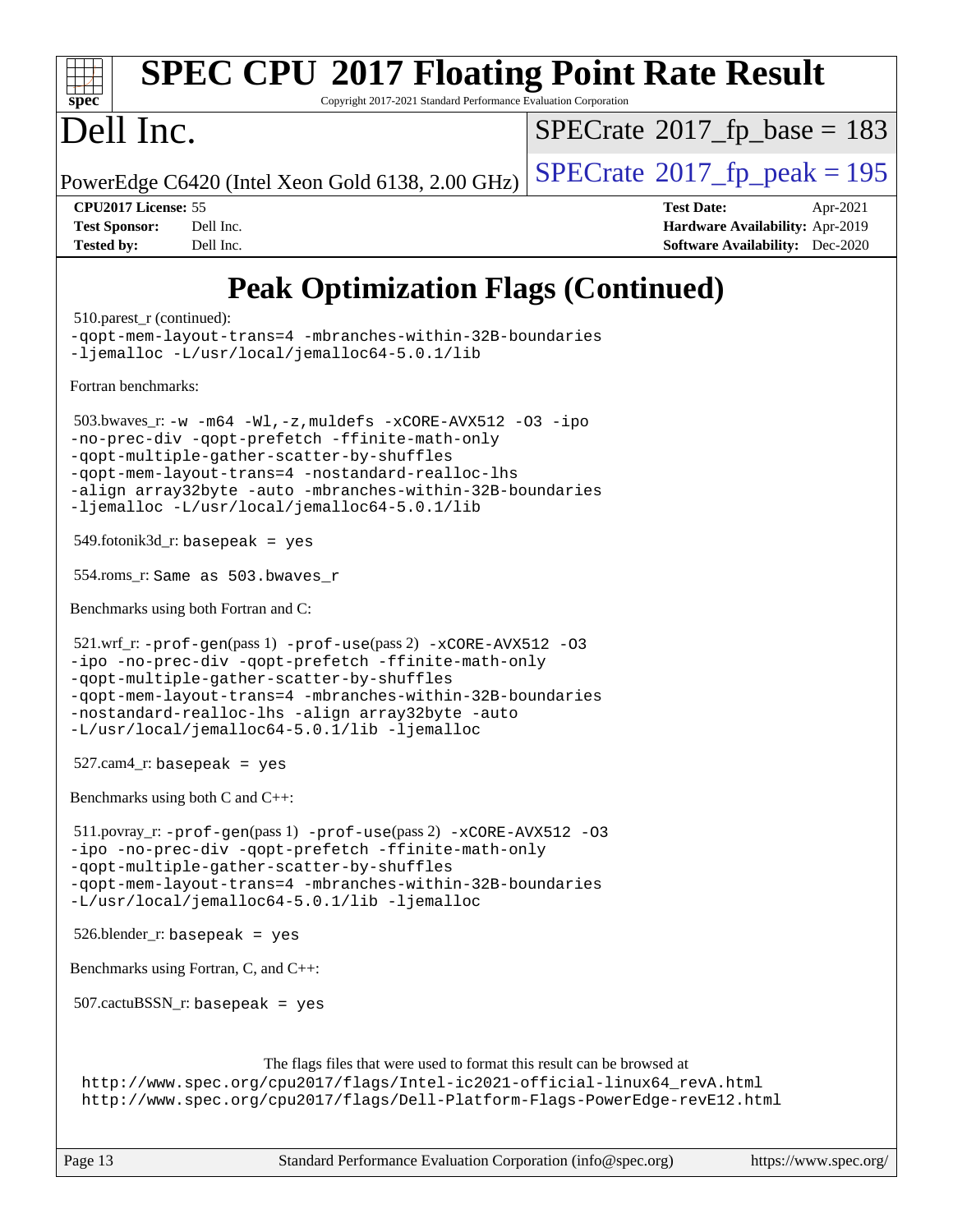# Peak Optimization Flags (Continued)

510.parest_r (continued):
`-qopt-mem-layout-trans=4 -mbranches-within-32B-boundaries -ljemalloc -L/usr/local/jemalloc64-5.0.1/lib`

Fortran benchmarks:

503.bwaves_r: `-w -m64 -Wl,-z,muldefs -xCORE-AVX512 -O3 -ipo -no-prec-div -qopt-prefetch -ffinite-math-only -qopt-multiple-gather-scatter-by-shuffles -qopt-mem-layout-trans=4 -nostandard-realloc-lhs -align array32byte -auto -mbranches-within-32B-boundaries -ljemalloc -L/usr/local/jemalloc64-5.0.1/lib`

549.fotonik3d_r: `basepeak = yes`

554.roms_r: `Same as 503.bwaves_r`

Benchmarks using both Fortran and C:

521.wrf_r: `-prof-gen`(pass 1) `-prof-use`(pass 2) `-xCORE-AVX512 -O3 -ipo -no-prec-div -qopt-prefetch -ffinite-math-only -qopt-multiple-gather-scatter-by-shuffles -qopt-mem-layout-trans=4 -mbranches-within-32B-boundaries -nostandard-realloc-lhs -align array32byte -auto -L/usr/local/jemalloc64-5.0.1/lib -ljemalloc`

527.cam4_r: `basepeak = yes`

Benchmarks using both C and C++:

511.povray_r: `-prof-gen`(pass 1) `-prof-use`(pass 2) `-xCORE-AVX512 -O3 -ipo -no-prec-div -qopt-prefetch -ffinite-math-only -qopt-multiple-gather-scatter-by-shuffles -qopt-mem-layout-trans=4 -mbranches-within-32B-boundaries -L/usr/local/jemalloc64-5.0.1/lib -ljemalloc`

526.blender_r: `basepeak = yes`

Benchmarks using Fortran, C, and C++:

507.cactuBSSN_r: `basepeak = yes`

The flags files that were used to format this result can be browsed at
http://www.spec.org/cpu2017/flags/Intel-ic2021-official-linux64_revA.html
http://www.spec.org/cpu2017/flags/Dell-Platform-Flags-PowerEdge-revE12.html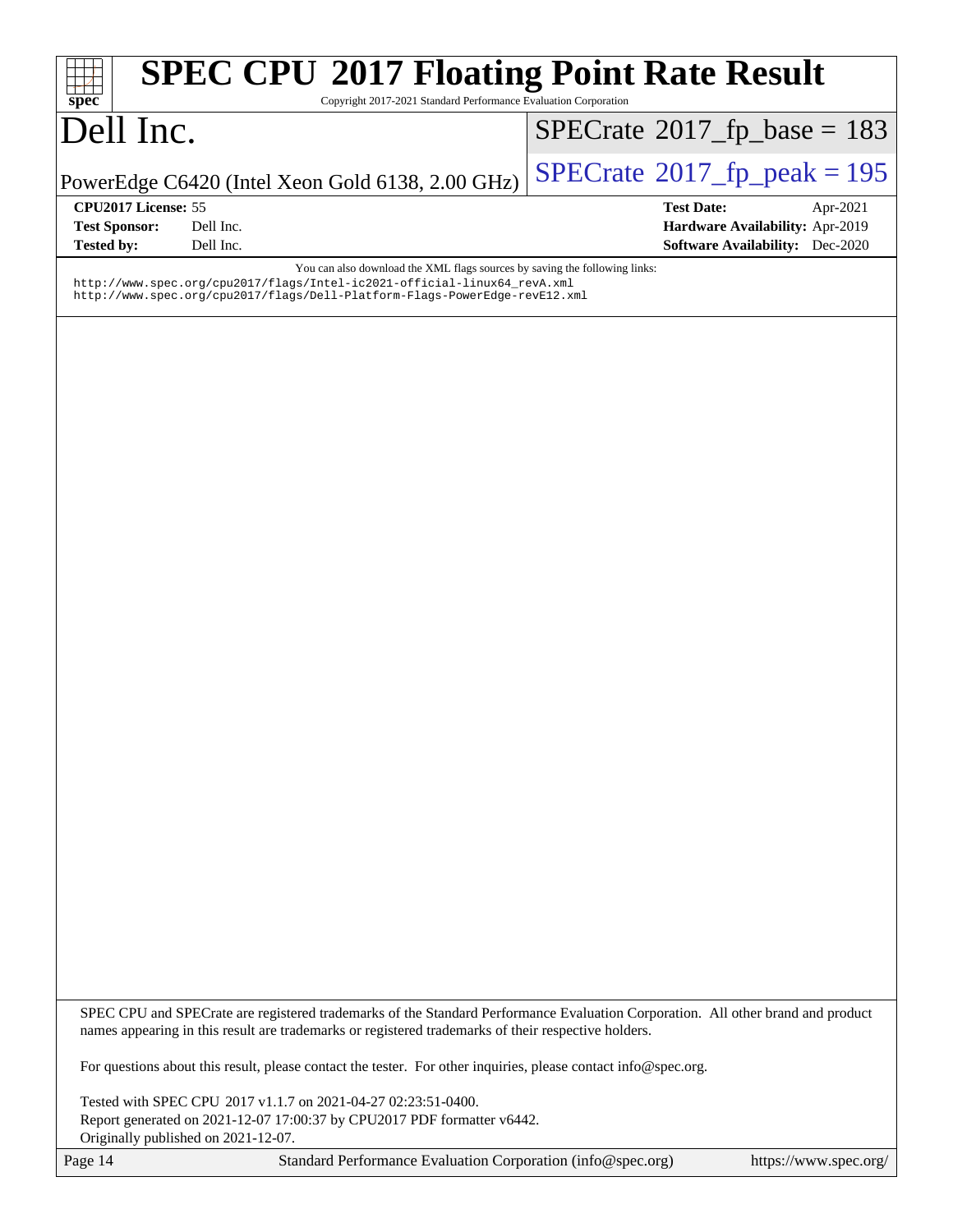# SPEC CPU 2017 Floating Point Rate Result

Copyright 2017-2021 Standard Performance Evaluation Corporation

# Dell Inc.

PowerEdge C6420 (Intel Xeon Gold 6138, 2.00 GHz)

SPECrate 2017_fp_base = 183

SPECrate 2017_fp_peak = 195

**CPU2017 License:** 55
**Test Sponsor:** Dell Inc.
**Tested by:** Dell Inc.

**Test Date:** Apr-2021
**Hardware Availability:** Apr-2019
**Software Availability:** Dec-2020

You can also download the XML flags sources by saving the following links:

```
http://www.spec.org/cpu2017/flags/Intel-ic2021-official-linux64_revA.xml
http://www.spec.org/cpu2017/flags/Dell-Platform-Flags-PowerEdge-revE12.xml
```

SPEC CPU and SPECrate are registered trademarks of the Standard Performance Evaluation Corporation. All other brand and product names appearing in this result are trademarks or registered trademarks of their respective holders.

For questions about this result, please contact the tester. For other inquiries, please contact info@spec.org.

Tested with SPEC CPU 2017 v1.1.7 on 2021-04-27 02:23:51-0400.
Report generated on 2021-12-07 17:00:37 by CPU2017 PDF formatter v6442.
Originally published on 2021-12-07.